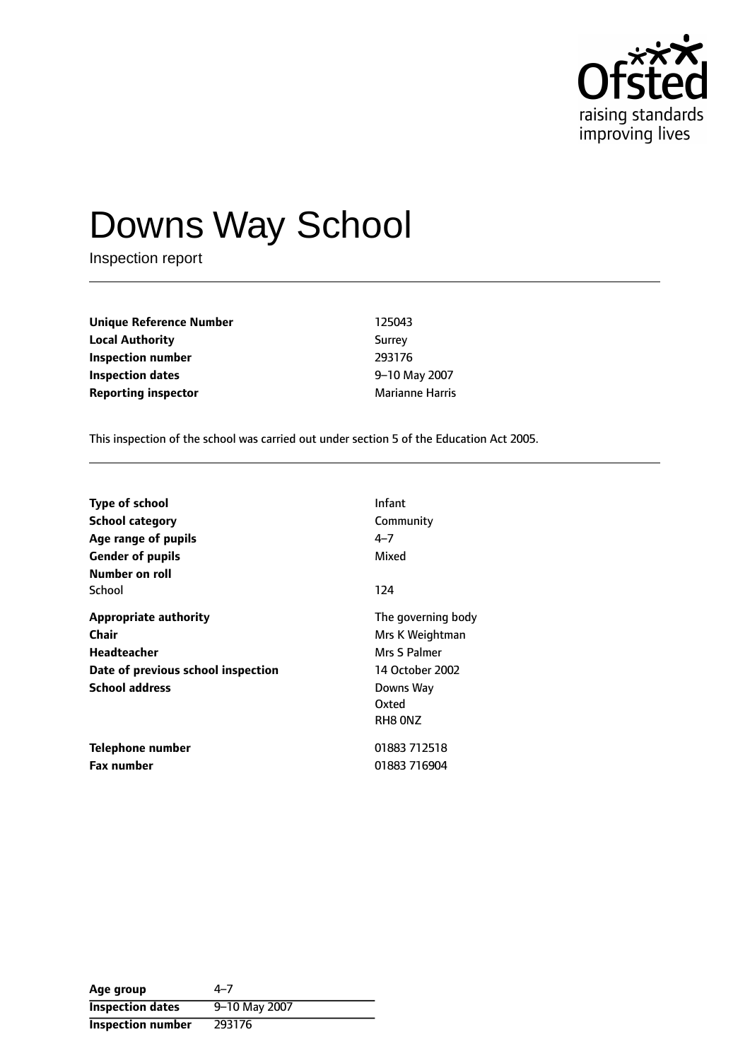# Downs Way School

Inspection report

| | |
|---|---|
| **Unique Reference Number** | 125043 |
| **Local Authority** | Surrey |
| **Inspection number** | 293176 |
| **Inspection dates** | 9–10 May 2007 |
| **Reporting inspector** | Marianne Harris |

This inspection of the school was carried out under section 5 of the Education Act 2005.

| | |
|---|---|
| **Type of school** | Infant |
| **School category** | Community |
| **Age range of pupils** | 4–7 |
| **Gender of pupils** | Mixed |
| **Number on roll** | |
| School | 124 |
| **Appropriate authority** | The governing body |
| **Chair** | Mrs K Weightman |
| **Headteacher** | Mrs S Palmer |
| **Date of previous school inspection** | 14 October 2002 |
| **School address** | Downs Way<br>Oxted<br>RH8 0NZ |
| **Telephone number** | 01883 712518 |
| **Fax number** | 01883 716904 |

| | |
|---|---|
| **Age group** | 4–7 |
| **Inspection dates** | 9–10 May 2007 |
| **Inspection number** | 293176 |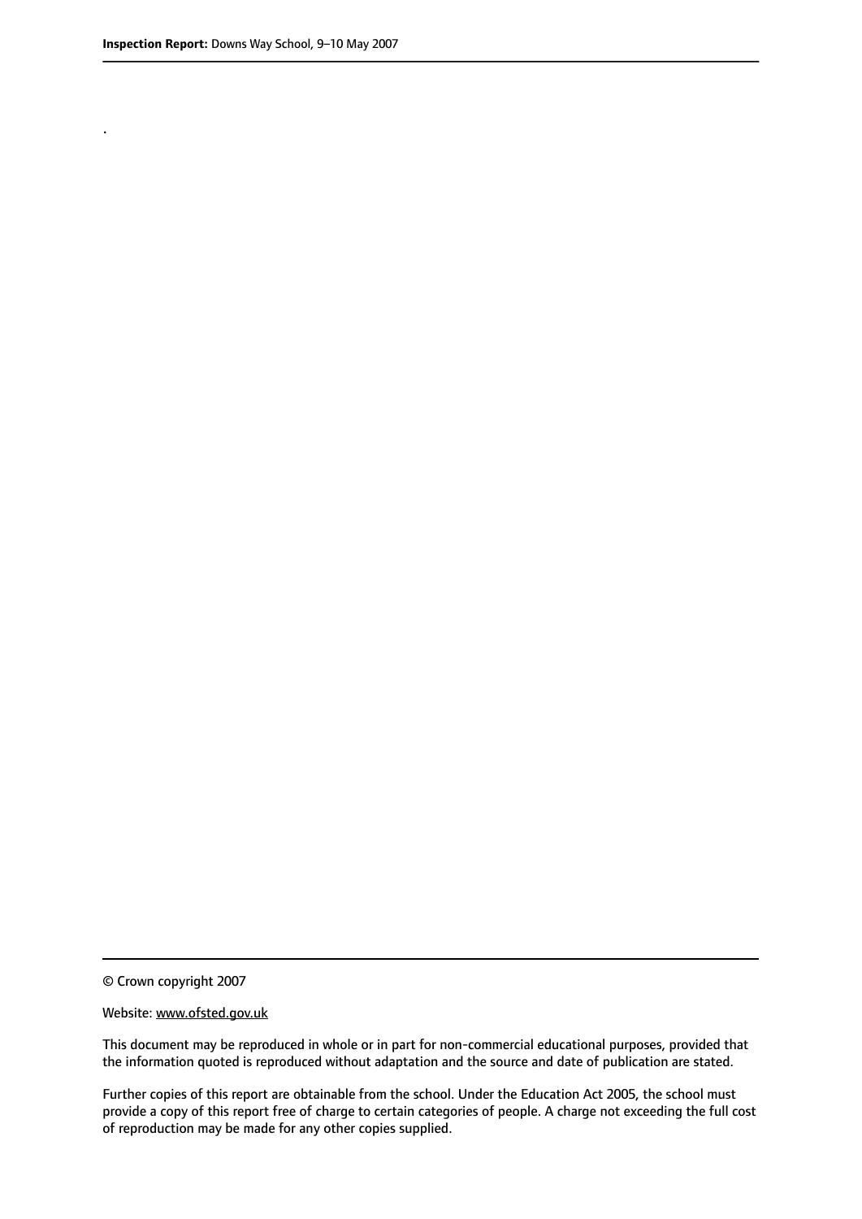.

© Crown copyright 2007

Website: www.ofsted.gov.uk

This document may be reproduced in whole or in part for non-commercial educational purposes, provided that the information quoted is reproduced without adaptation and the source and date of publication are stated.

Further copies of this report are obtainable from the school. Under the Education Act 2005, the school must provide a copy of this report free of charge to certain categories of people. A charge not exceeding the full cost of reproduction may be made for any other copies supplied.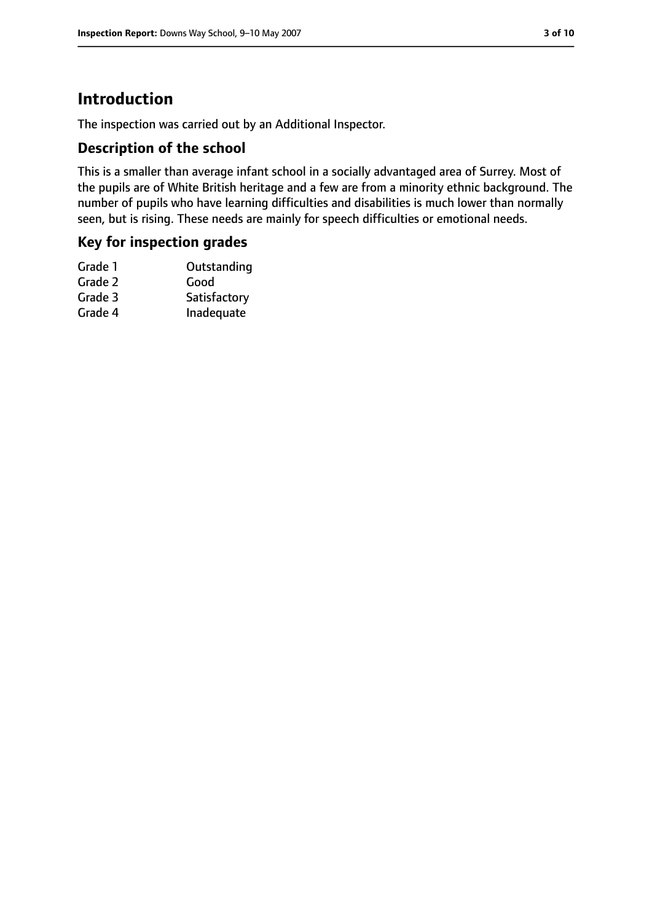# Introduction

The inspection was carried out by an Additional Inspector.

## Description of the school

This is a smaller than average infant school in a socially advantaged area of Surrey. Most of the pupils are of White British heritage and a few are from a minority ethnic background. The number of pupils who have learning difficulties and disabilities is much lower than normally seen, but is rising. These needs are mainly for speech difficulties or emotional needs.

## Key for inspection grades

| | |
|---|---|
| Grade 1 | Outstanding |
| Grade 2 | Good |
| Grade 3 | Satisfactory |
| Grade 4 | Inadequate |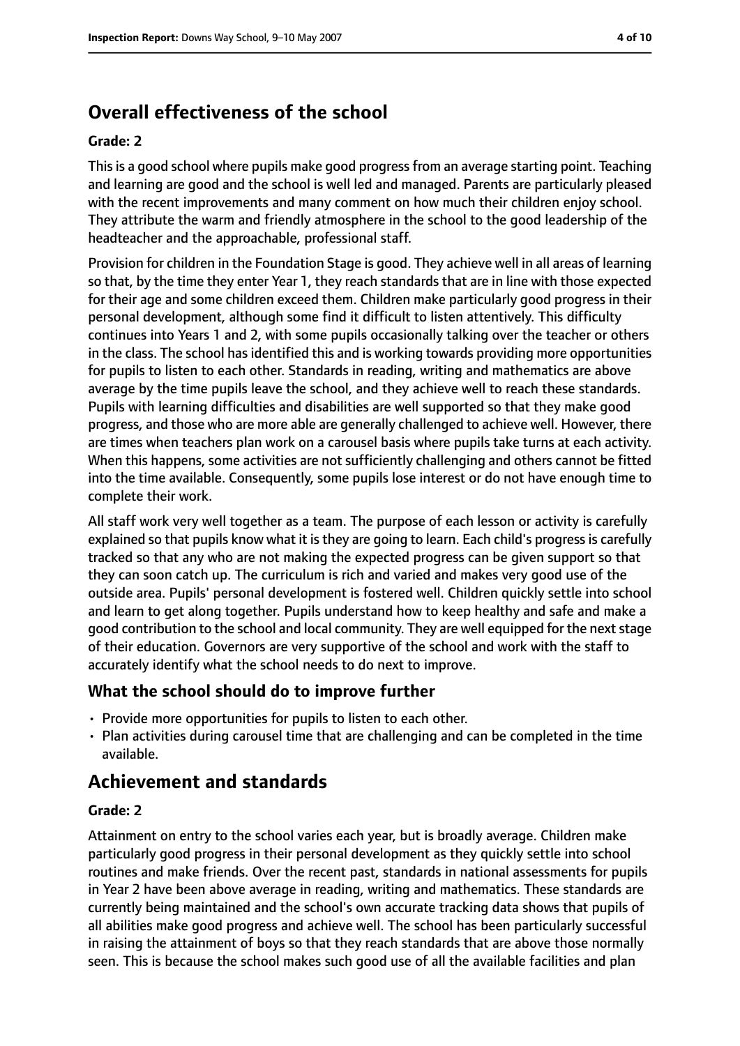## Overall effectiveness of the school

**Grade: 2**

This is a good school where pupils make good progress from an average starting point. Teaching and learning are good and the school is well led and managed. Parents are particularly pleased with the recent improvements and many comment on how much their children enjoy school. They attribute the warm and friendly atmosphere in the school to the good leadership of the headteacher and the approachable, professional staff.

Provision for children in the Foundation Stage is good. They achieve well in all areas of learning so that, by the time they enter Year 1, they reach standards that are in line with those expected for their age and some children exceed them. Children make particularly good progress in their personal development, although some find it difficult to listen attentively. This difficulty continues into Years 1 and 2, with some pupils occasionally talking over the teacher or others in the class. The school has identified this and is working towards providing more opportunities for pupils to listen to each other. Standards in reading, writing and mathematics are above average by the time pupils leave the school, and they achieve well to reach these standards. Pupils with learning difficulties and disabilities are well supported so that they make good progress, and those who are more able are generally challenged to achieve well. However, there are times when teachers plan work on a carousel basis where pupils take turns at each activity. When this happens, some activities are not sufficiently challenging and others cannot be fitted into the time available. Consequently, some pupils lose interest or do not have enough time to complete their work.

All staff work very well together as a team. The purpose of each lesson or activity is carefully explained so that pupils know what it is they are going to learn. Each child's progress is carefully tracked so that any who are not making the expected progress can be given support so that they can soon catch up. The curriculum is rich and varied and makes very good use of the outside area. Pupils' personal development is fostered well. Children quickly settle into school and learn to get along together. Pupils understand how to keep healthy and safe and make a good contribution to the school and local community. They are well equipped for the next stage of their education. Governors are very supportive of the school and work with the staff to accurately identify what the school needs to do next to improve.

### What the school should do to improve further

- Provide more opportunities for pupils to listen to each other.
- Plan activities during carousel time that are challenging and can be completed in the time available.

## Achievement and standards

**Grade: 2**

Attainment on entry to the school varies each year, but is broadly average. Children make particularly good progress in their personal development as they quickly settle into school routines and make friends. Over the recent past, standards in national assessments for pupils in Year 2 have been above average in reading, writing and mathematics. These standards are currently being maintained and the school's own accurate tracking data shows that pupils of all abilities make good progress and achieve well. The school has been particularly successful in raising the attainment of boys so that they reach standards that are above those normally seen. This is because the school makes such good use of all the available facilities and plan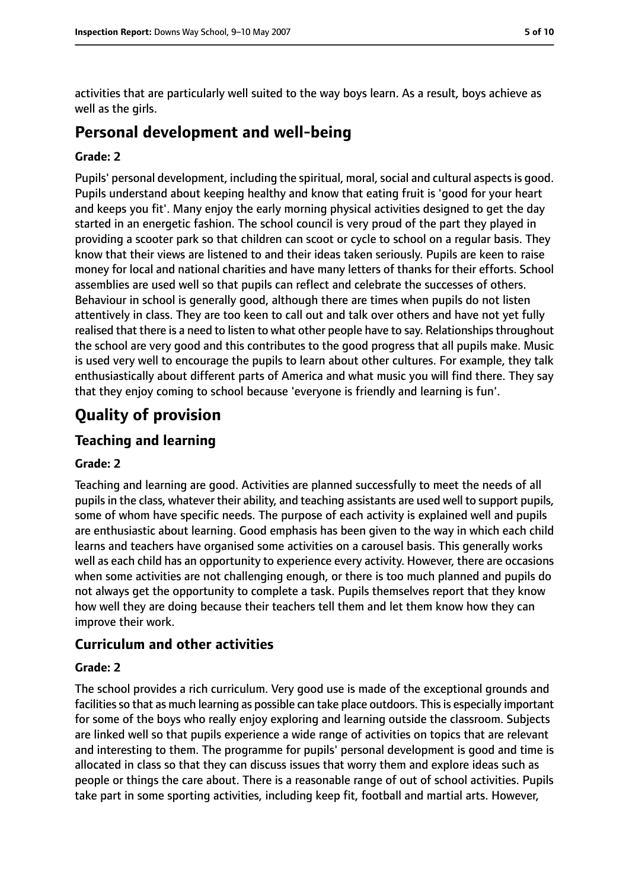activities that are particularly well suited to the way boys learn. As a result, boys achieve as well as the girls.

## Personal development and well-being

**Grade: 2**

Pupils' personal development, including the spiritual, moral, social and cultural aspects is good. Pupils understand about keeping healthy and know that eating fruit is 'good for your heart and keeps you fit'. Many enjoy the early morning physical activities designed to get the day started in an energetic fashion. The school council is very proud of the part they played in providing a scooter park so that children can scoot or cycle to school on a regular basis. They know that their views are listened to and their ideas taken seriously. Pupils are keen to raise money for local and national charities and have many letters of thanks for their efforts. School assemblies are used well so that pupils can reflect and celebrate the successes of others. Behaviour in school is generally good, although there are times when pupils do not listen attentively in class. They are too keen to call out and talk over others and have not yet fully realised that there is a need to listen to what other people have to say. Relationships throughout the school are very good and this contributes to the good progress that all pupils make. Music is used very well to encourage the pupils to learn about other cultures. For example, they talk enthusiastically about different parts of America and what music you will find there. They say that they enjoy coming to school because 'everyone is friendly and learning is fun'.

# Quality of provision

## Teaching and learning

**Grade: 2**

Teaching and learning are good. Activities are planned successfully to meet the needs of all pupils in the class, whatever their ability, and teaching assistants are used well to support pupils, some of whom have specific needs. The purpose of each activity is explained well and pupils are enthusiastic about learning. Good emphasis has been given to the way in which each child learns and teachers have organised some activities on a carousel basis. This generally works well as each child has an opportunity to experience every activity. However, there are occasions when some activities are not challenging enough, or there is too much planned and pupils do not always get the opportunity to complete a task. Pupils themselves report that they know how well they are doing because their teachers tell them and let them know how they can improve their work.

## Curriculum and other activities

**Grade: 2**

The school provides a rich curriculum. Very good use is made of the exceptional grounds and facilities so that as much learning as possible can take place outdoors. This is especially important for some of the boys who really enjoy exploring and learning outside the classroom. Subjects are linked well so that pupils experience a wide range of activities on topics that are relevant and interesting to them. The programme for pupils' personal development is good and time is allocated in class so that they can discuss issues that worry them and explore ideas such as people or things the care about. There is a reasonable range of out of school activities. Pupils take part in some sporting activities, including keep fit, football and martial arts. However,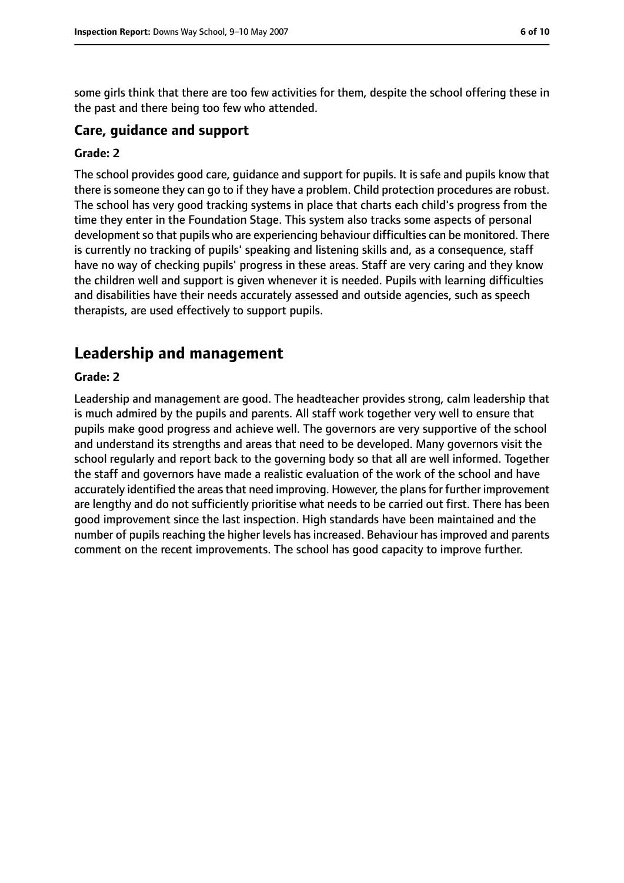some girls think that there are too few activities for them, despite the school offering these in the past and there being too few who attended.

### Care, guidance and support

#### Grade: 2

The school provides good care, guidance and support for pupils. It is safe and pupils know that there is someone they can go to if they have a problem. Child protection procedures are robust. The school has very good tracking systems in place that charts each child's progress from the time they enter in the Foundation Stage. This system also tracks some aspects of personal development so that pupils who are experiencing behaviour difficulties can be monitored. There is currently no tracking of pupils' speaking and listening skills and, as a consequence, staff have no way of checking pupils' progress in these areas. Staff are very caring and they know the children well and support is given whenever it is needed. Pupils with learning difficulties and disabilities have their needs accurately assessed and outside agencies, such as speech therapists, are used effectively to support pupils.

## Leadership and management

#### Grade: 2

Leadership and management are good. The headteacher provides strong, calm leadership that is much admired by the pupils and parents. All staff work together very well to ensure that pupils make good progress and achieve well. The governors are very supportive of the school and understand its strengths and areas that need to be developed. Many governors visit the school regularly and report back to the governing body so that all are well informed. Together the staff and governors have made a realistic evaluation of the work of the school and have accurately identified the areas that need improving. However, the plans for further improvement are lengthy and do not sufficiently prioritise what needs to be carried out first. There has been good improvement since the last inspection. High standards have been maintained and the number of pupils reaching the higher levels has increased. Behaviour has improved and parents comment on the recent improvements. The school has good capacity to improve further.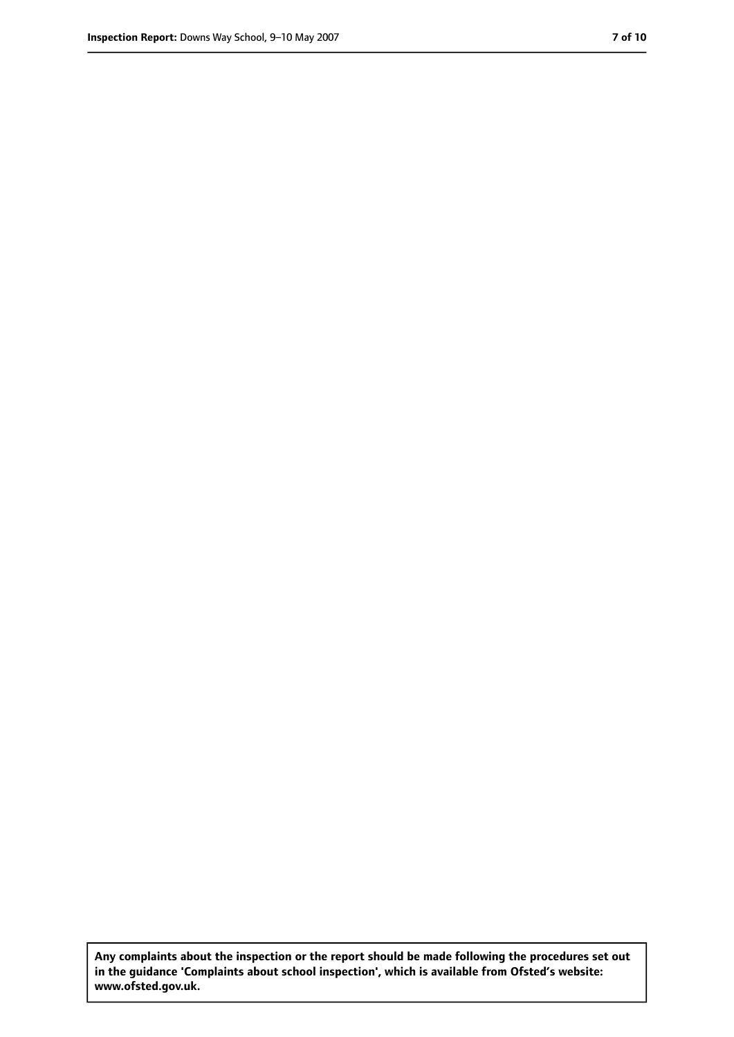**Any complaints about the inspection or the report should be made following the procedures set out in the guidance 'Complaints about school inspection', which is available from Ofsted's website: www.ofsted.gov.uk.**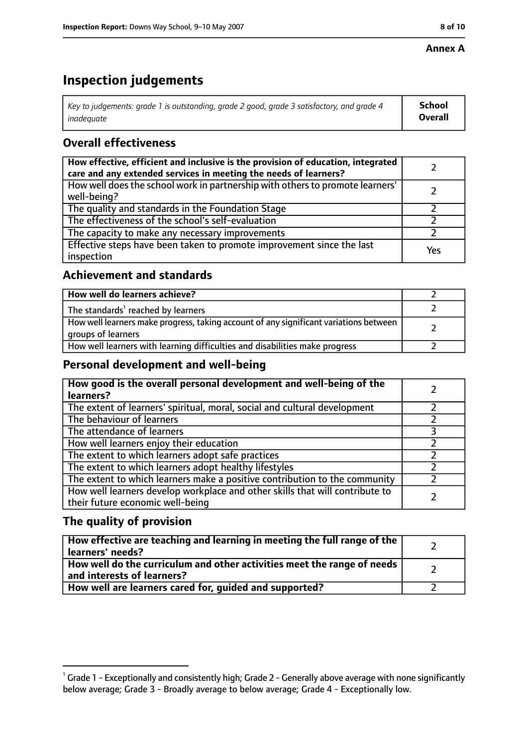**Annex A**

# Inspection judgements

| *Key to judgements: grade 1 is outstanding, grade 2 good, grade 3 satisfactory, and grade 4 inadequate* | **School Overall** |
|---|---|

## Overall effectiveness

| | |
|---|---|
| **How effective, efficient and inclusive is the provision of education, integrated care and any extended services in meeting the needs of learners?** | 2 |
| How well does the school work in partnership with others to promote learners' well-being? | 2 |
| The quality and standards in the Foundation Stage | 2 |
| The effectiveness of the school's self-evaluation | 2 |
| The capacity to make any necessary improvements | 2 |
| Effective steps have been taken to promote improvement since the last inspection | Yes |

## Achievement and standards

| | |
|---|---|
| **How well do learners achieve?** | 2 |
| The standards[1] reached by learners | 2 |
| How well learners make progress, taking account of any significant variations between groups of learners | 2 |
| How well learners with learning difficulties and disabilities make progress | 2 |

## Personal development and well-being

| | |
|---|---|
| **How good is the overall personal development and well-being of the learners?** | 2 |
| The extent of learners' spiritual, moral, social and cultural development | 2 |
| The behaviour of learners | 2 |
| The attendance of learners | 3 |
| How well learners enjoy their education | 2 |
| The extent to which learners adopt safe practices | 2 |
| The extent to which learners adopt healthy lifestyles | 2 |
| The extent to which learners make a positive contribution to the community | 2 |
| How well learners develop workplace and other skills that will contribute to their future economic well-being | 2 |

## The quality of provision

| | |
|---|---|
| **How effective are teaching and learning in meeting the full range of the learners' needs?** | 2 |
| **How well do the curriculum and other activities meet the range of needs and interests of learners?** | 2 |
| **How well are learners cared for, guided and supported?** | 2 |

[1] Grade 1 - Exceptionally and consistently high; Grade 2 - Generally above average with none significantly below average; Grade 3 - Broadly average to below average; Grade 4 - Exceptionally low.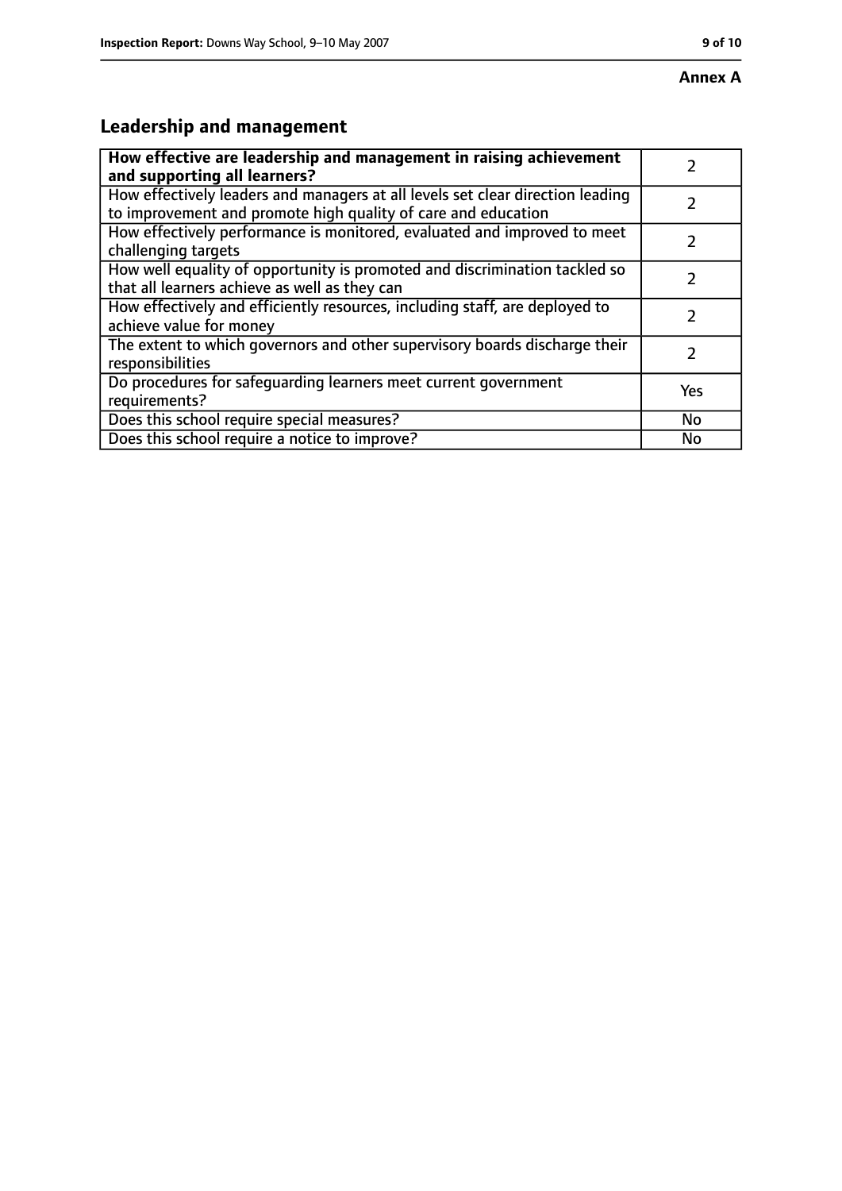**Annex A**

## Leadership and management

| How effective are leadership and management in raising achievement and supporting all learners? | 2 |
|---|---|
| How effectively leaders and managers at all levels set clear direction leading to improvement and promote high quality of care and education | 2 |
| How effectively performance is monitored, evaluated and improved to meet challenging targets | 2 |
| How well equality of opportunity is promoted and discrimination tackled so that all learners achieve as well as they can | 2 |
| How effectively and efficiently resources, including staff, are deployed to achieve value for money | 2 |
| The extent to which governors and other supervisory boards discharge their responsibilities | 2 |
| Do procedures for safeguarding learners meet current government requirements? | Yes |
| Does this school require special measures? | No |
| Does this school require a notice to improve? | No |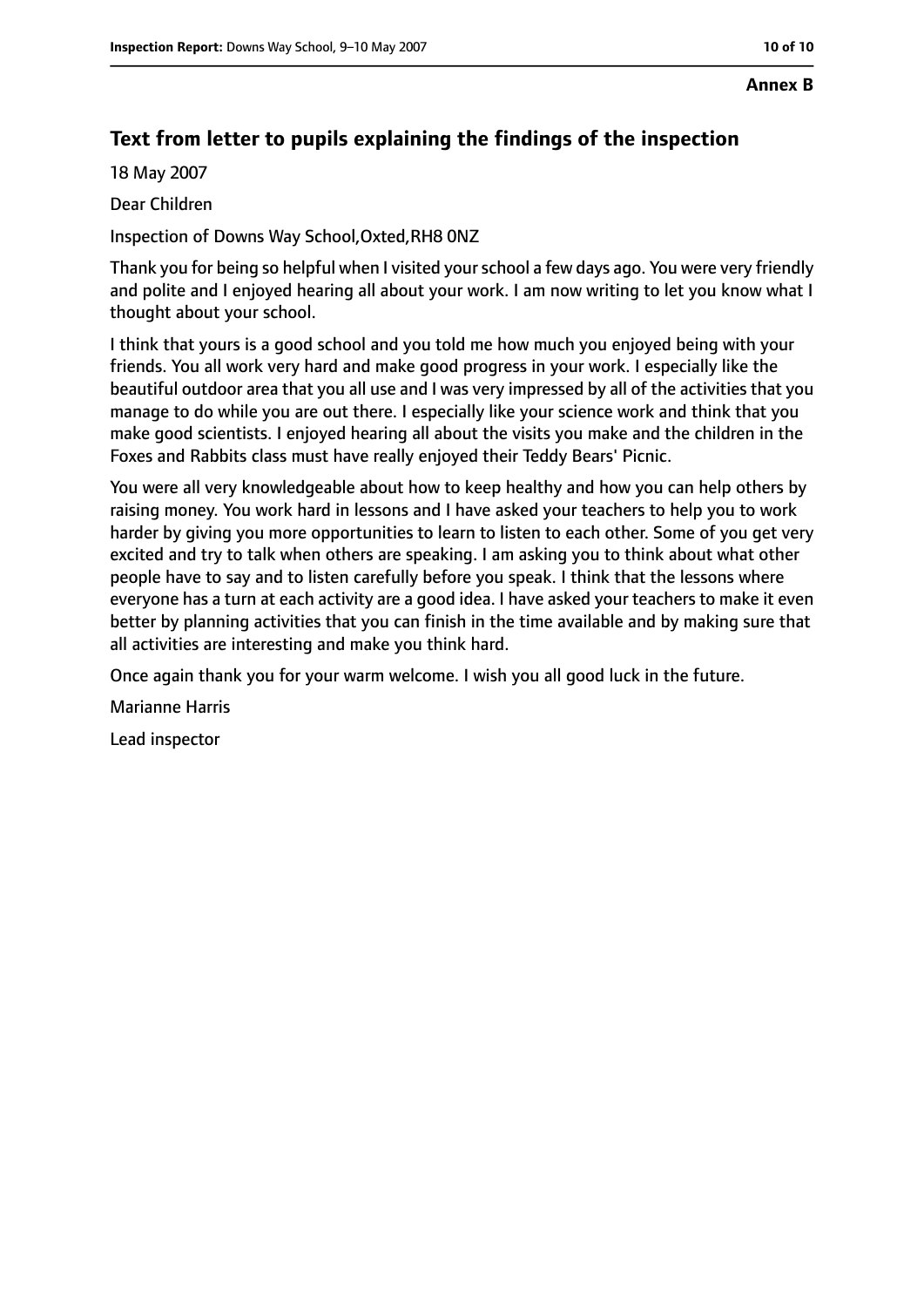**Annex B**

## Text from letter to pupils explaining the findings of the inspection

18 May 2007

Dear Children

Inspection of Downs Way School,Oxted,RH8 0NZ

Thank you for being so helpful when I visited your school a few days ago. You were very friendly and polite and I enjoyed hearing all about your work. I am now writing to let you know what I thought about your school.

I think that yours is a good school and you told me how much you enjoyed being with your friends. You all work very hard and make good progress in your work. I especially like the beautiful outdoor area that you all use and I was very impressed by all of the activities that you manage to do while you are out there. I especially like your science work and think that you make good scientists. I enjoyed hearing all about the visits you make and the children in the Foxes and Rabbits class must have really enjoyed their Teddy Bears' Picnic.

You were all very knowledgeable about how to keep healthy and how you can help others by raising money. You work hard in lessons and I have asked your teachers to help you to work harder by giving you more opportunities to learn to listen to each other. Some of you get very excited and try to talk when others are speaking. I am asking you to think about what other people have to say and to listen carefully before you speak. I think that the lessons where everyone has a turn at each activity are a good idea. I have asked your teachers to make it even better by planning activities that you can finish in the time available and by making sure that all activities are interesting and make you think hard.

Once again thank you for your warm welcome. I wish you all good luck in the future.

Marianne Harris

Lead inspector